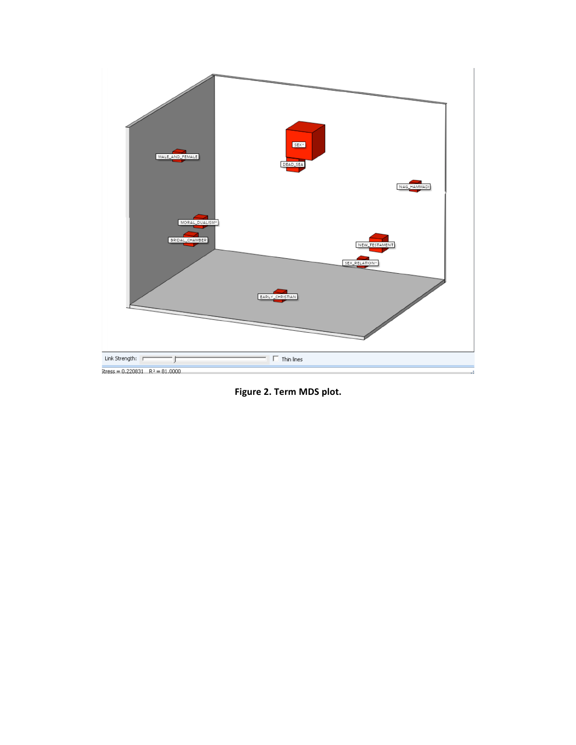**Figure 2. Term MDS plot.**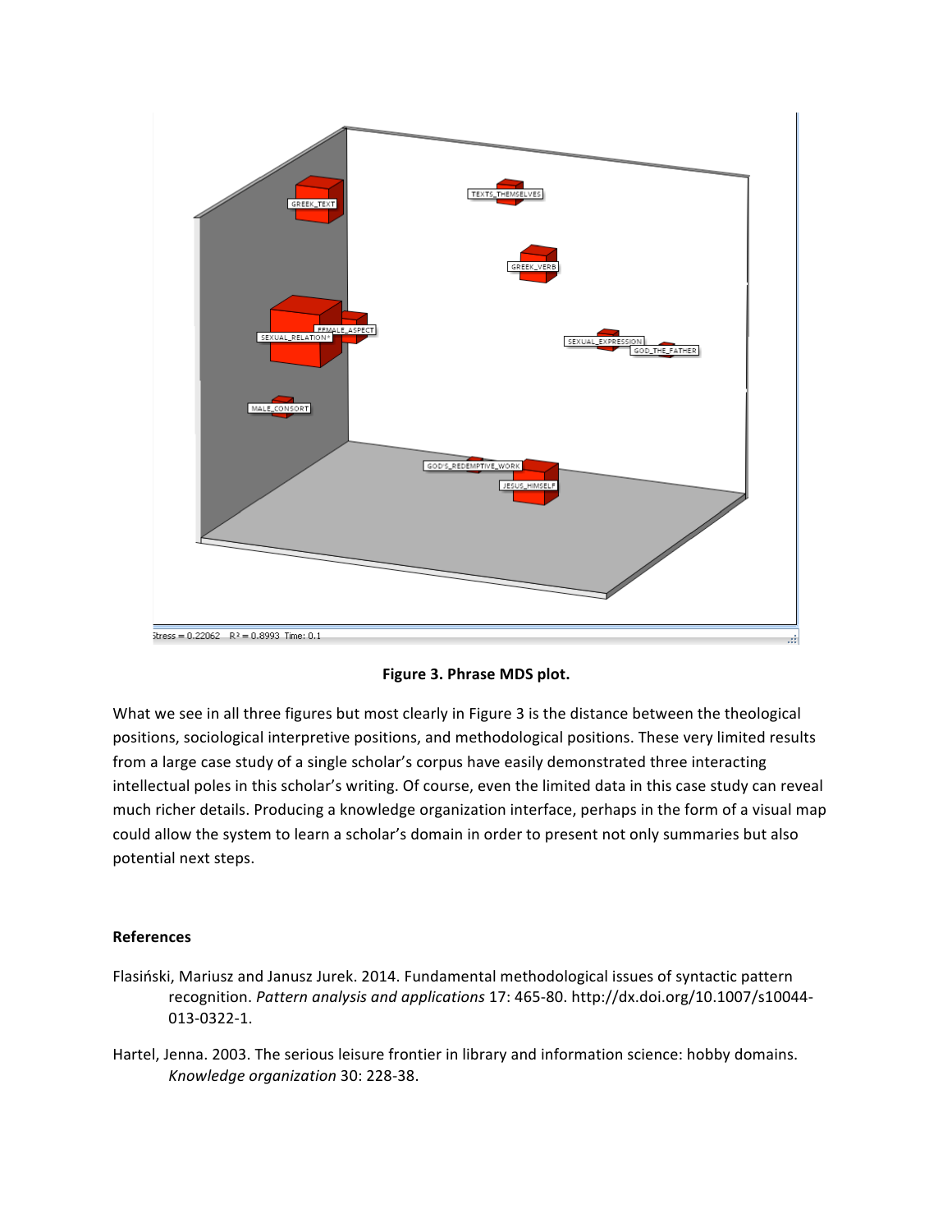**Figure 3. Phrase MDS plot.**

What we see in all three figures but most clearly in Figure 3 is the distance between the theological positions, sociological interpretive positions, and methodological positions. These very limited results from a large case study of a single scholar's corpus have easily demonstrated three interacting intellectual poles in this scholar's writing. Of course, even the limited data in this case study can reveal much richer details. Producing a knowledge organization interface, perhaps in the form of a visual map could allow the system to learn a scholar's domain in order to present not only summaries but also potential next steps.

**References**

Flasiński, Mariusz and Janusz Jurek. 2014. Fundamental methodological issues of syntactic pattern recognition. *Pattern analysis and applications* 17: 465-80. http://dx.doi.org/10.1007/s10044-013-0322-1.

Hartel, Jenna. 2003. The serious leisure frontier in library and information science: hobby domains. *Knowledge organization* 30: 228-38.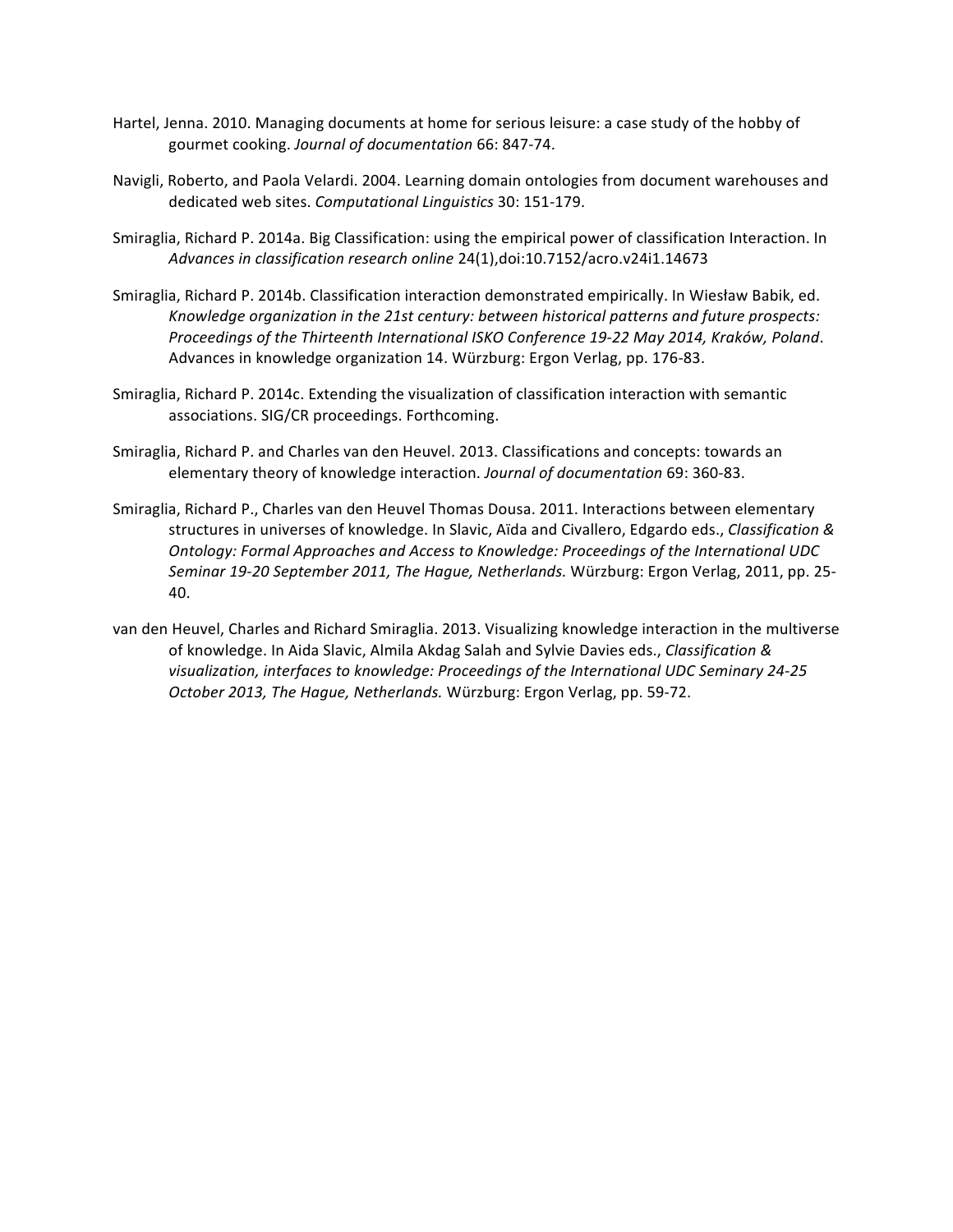Hartel, Jenna. 2010. Managing documents at home for serious leisure: a case study of the hobby of gourmet cooking. *Journal of documentation* 66: 847-74.

Navigli, Roberto, and Paola Velardi. 2004. Learning domain ontologies from document warehouses and dedicated web sites. *Computational Linguistics* 30: 151-179.

Smiraglia, Richard P. 2014a. Big Classification: using the empirical power of classification Interaction. In *Advances in classification research online* 24(1),doi:10.7152/acro.v24i1.14673

Smiraglia, Richard P. 2014b. Classification interaction demonstrated empirically. In Wiesław Babik, ed. *Knowledge organization in the 21st century: between historical patterns and future prospects: Proceedings of the Thirteenth International ISKO Conference 19-22 May 2014, Kraków, Poland*. Advances in knowledge organization 14. Würzburg: Ergon Verlag, pp. 176-83.

Smiraglia, Richard P. 2014c. Extending the visualization of classification interaction with semantic associations. SIG/CR proceedings. Forthcoming.

Smiraglia, Richard P. and Charles van den Heuvel. 2013. Classifications and concepts: towards an elementary theory of knowledge interaction. *Journal of documentation* 69: 360-83.

Smiraglia, Richard P., Charles van den Heuvel Thomas Dousa. 2011. Interactions between elementary structures in universes of knowledge. In Slavic, Aïda and Civallero, Edgardo eds., *Classification & Ontology: Formal Approaches and Access to Knowledge: Proceedings of the International UDC Seminar 19-20 September 2011, The Hague, Netherlands.* Würzburg: Ergon Verlag, 2011, pp. 25-40.

van den Heuvel, Charles and Richard Smiraglia. 2013. Visualizing knowledge interaction in the multiverse of knowledge. In Aida Slavic, Almila Akdag Salah and Sylvie Davies eds., *Classification & visualization, interfaces to knowledge: Proceedings of the International UDC Seminary 24-25 October 2013, The Hague, Netherlands.* Würzburg: Ergon Verlag, pp. 59-72.